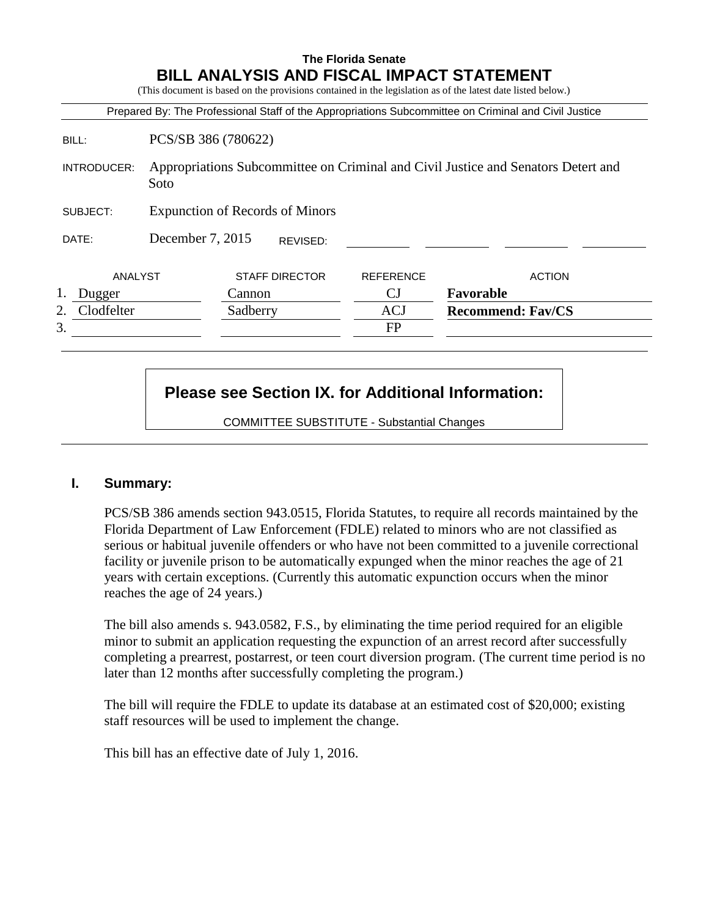**The Florida Senate**

# BILL ANALYSIS AND FISCAL IMPACT STATEMENT

(This document is based on the provisions contained in the legislation as of the latest date listed below.)

Prepared By: The Professional Staff of the Appropriations Subcommittee on Criminal and Civil Justice

BILL: PCS/SB 386 (780622)

INTRODUCER: Appropriations Subcommittee on Criminal and Civil Justice and Senators Detert and Soto

SUBJECT: Expunction of Records of Minors

DATE: December 7, 2015 REVISED:

| | ANALYST | STAFF DIRECTOR | REFERENCE | ACTION |
|---|---|---|---|---|
| 1. | Dugger | Cannon | CJ | **Favorable** |
| 2. | Clodfelter | Sadberry | ACJ | **Recommend: Fav/CS** |
| 3. | | | FP | |

**Please see Section IX. for Additional Information:**

COMMITTEE SUBSTITUTE - Substantial Changes

## I. Summary:

PCS/SB 386 amends section 943.0515, Florida Statutes, to require all records maintained by the Florida Department of Law Enforcement (FDLE) related to minors who are not classified as serious or habitual juvenile offenders or who have not been committed to a juvenile correctional facility or juvenile prison to be automatically expunged when the minor reaches the age of 21 years with certain exceptions. (Currently this automatic expunction occurs when the minor reaches the age of 24 years.)

The bill also amends s. 943.0582, F.S., by eliminating the time period required for an eligible minor to submit an application requesting the expunction of an arrest record after successfully completing a prearrest, postarrest, or teen court diversion program. (The current time period is no later than 12 months after successfully completing the program.)

The bill will require the FDLE to update its database at an estimated cost of $20,000; existing staff resources will be used to implement the change.

This bill has an effective date of July 1, 2016.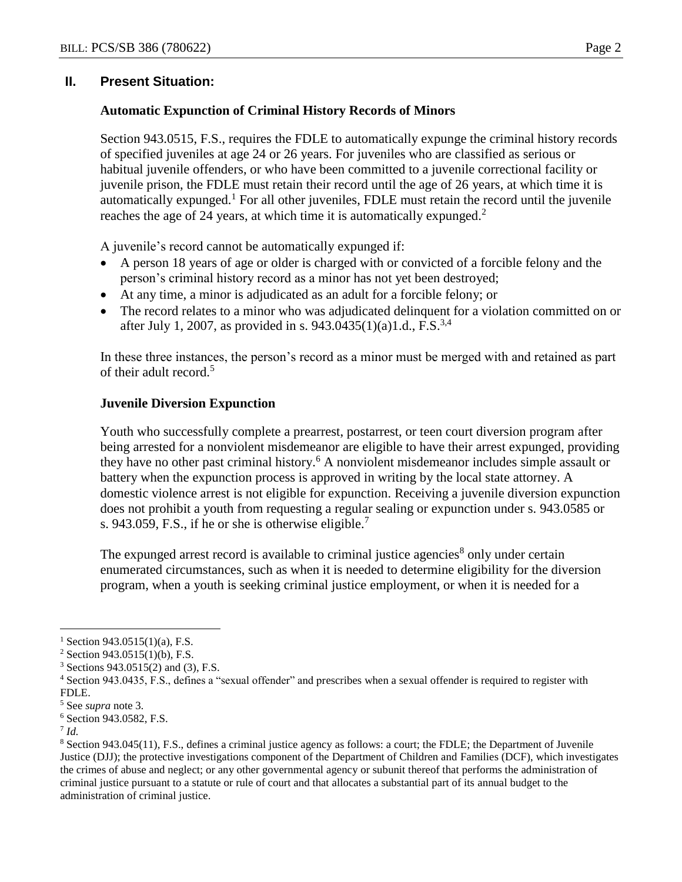## II. Present Situation:

### Automatic Expunction of Criminal History Records of Minors

Section 943.0515, F.S., requires the FDLE to automatically expunge the criminal history records of specified juveniles at age 24 or 26 years. For juveniles who are classified as serious or habitual juvenile offenders, or who have been committed to a juvenile correctional facility or juvenile prison, the FDLE must retain their record until the age of 26 years, at which time it is automatically expunged.[1] For all other juveniles, FDLE must retain the record until the juvenile reaches the age of 24 years, at which time it is automatically expunged.[2]

A juvenile's record cannot be automatically expunged if:

- A person 18 years of age or older is charged with or convicted of a forcible felony and the person's criminal history record as a minor has not yet been destroyed;
- At any time, a minor is adjudicated as an adult for a forcible felony; or
- The record relates to a minor who was adjudicated delinquent for a violation committed on or after July 1, 2007, as provided in s. 943.0435(1)(a)1.d., F.S.[3,4]

In these three instances, the person's record as a minor must be merged with and retained as part of their adult record.[5]

### Juvenile Diversion Expunction

Youth who successfully complete a prearrest, postarrest, or teen court diversion program after being arrested for a nonviolent misdemeanor are eligible to have their arrest expunged, providing they have no other past criminal history.[6] A nonviolent misdemeanor includes simple assault or battery when the expunction process is approved in writing by the local state attorney. A domestic violence arrest is not eligible for expunction. Receiving a juvenile diversion expunction does not prohibit a youth from requesting a regular sealing or expunction under s. 943.0585 or s. 943.059, F.S., if he or she is otherwise eligible.[7]

The expunged arrest record is available to criminal justice agencies[8] only under certain enumerated circumstances, such as when it is needed to determine eligibility for the diversion program, when a youth is seeking criminal justice employment, or when it is needed for a

---

[1] Section 943.0515(1)(a), F.S.

[2] Section 943.0515(1)(b), F.S.

[3] Sections 943.0515(2) and (3), F.S.

[4] Section 943.0435, F.S., defines a "sexual offender" and prescribes when a sexual offender is required to register with FDLE.

[5] See *supra* note 3.

[6] Section 943.0582, F.S.

[7] *Id.*

[8] Section 943.045(11), F.S., defines a criminal justice agency as follows: a court; the FDLE; the Department of Juvenile Justice (DJJ); the protective investigations component of the Department of Children and Families (DCF), which investigates the crimes of abuse and neglect; or any other governmental agency or subunit thereof that performs the administration of criminal justice pursuant to a statute or rule of court and that allocates a substantial part of its annual budget to the administration of criminal justice.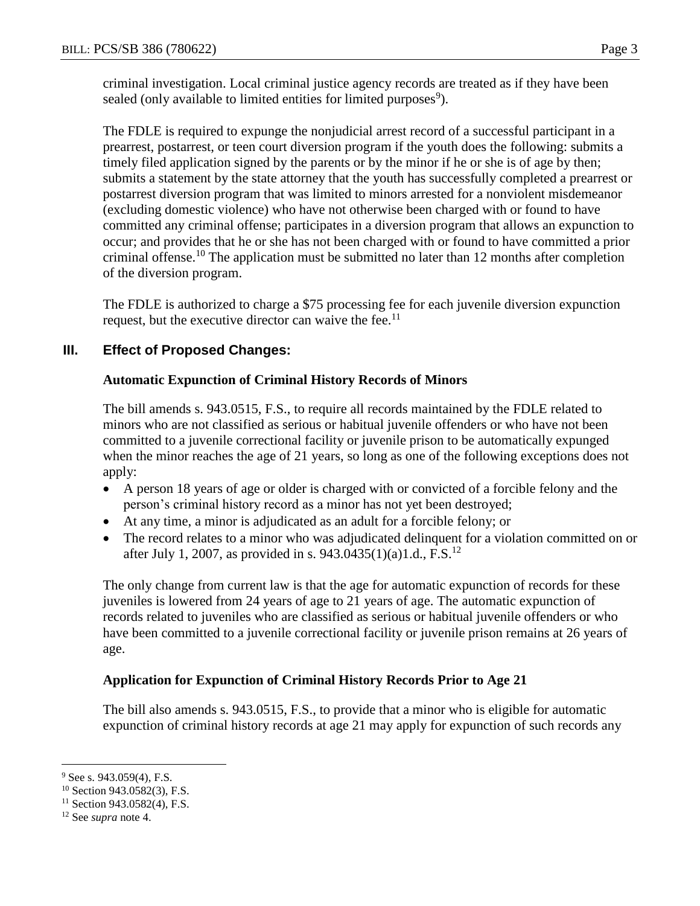criminal investigation. Local criminal justice agency records are treated as if they have been sealed (only available to limited entities for limited purposes[9]).

The FDLE is required to expunge the nonjudicial arrest record of a successful participant in a prearrest, postarrest, or teen court diversion program if the youth does the following: submits a timely filed application signed by the parents or by the minor if he or she is of age by then; submits a statement by the state attorney that the youth has successfully completed a prearrest or postarrest diversion program that was limited to minors arrested for a nonviolent misdemeanor (excluding domestic violence) who have not otherwise been charged with or found to have committed any criminal offense; participates in a diversion program that allows an expunction to occur; and provides that he or she has not been charged with or found to have committed a prior criminal offense.[10] The application must be submitted no later than 12 months after completion of the diversion program.

The FDLE is authorized to charge a $75 processing fee for each juvenile diversion expunction request, but the executive director can waive the fee.[11]

## III. Effect of Proposed Changes:

### Automatic Expunction of Criminal History Records of Minors

The bill amends s. 943.0515, F.S., to require all records maintained by the FDLE related to minors who are not classified as serious or habitual juvenile offenders or who have not been committed to a juvenile correctional facility or juvenile prison to be automatically expunged when the minor reaches the age of 21 years, so long as one of the following exceptions does not apply:

- A person 18 years of age or older is charged with or convicted of a forcible felony and the person's criminal history record as a minor has not yet been destroyed;
- At any time, a minor is adjudicated as an adult for a forcible felony; or
- The record relates to a minor who was adjudicated delinquent for a violation committed on or after July 1, 2007, as provided in s. 943.0435(1)(a)1.d., F.S.[12]

The only change from current law is that the age for automatic expunction of records for these juveniles is lowered from 24 years of age to 21 years of age. The automatic expunction of records related to juveniles who are classified as serious or habitual juvenile offenders or who have been committed to a juvenile correctional facility or juvenile prison remains at 26 years of age.

### Application for Expunction of Criminal History Records Prior to Age 21

The bill also amends s. 943.0515, F.S., to provide that a minor who is eligible for automatic expunction of criminal history records at age 21 may apply for expunction of such records any

---

[9] See s. 943.059(4), F.S.

[10] Section 943.0582(3), F.S.

[11] Section 943.0582(4), F.S.

[12] See *supra* note 4.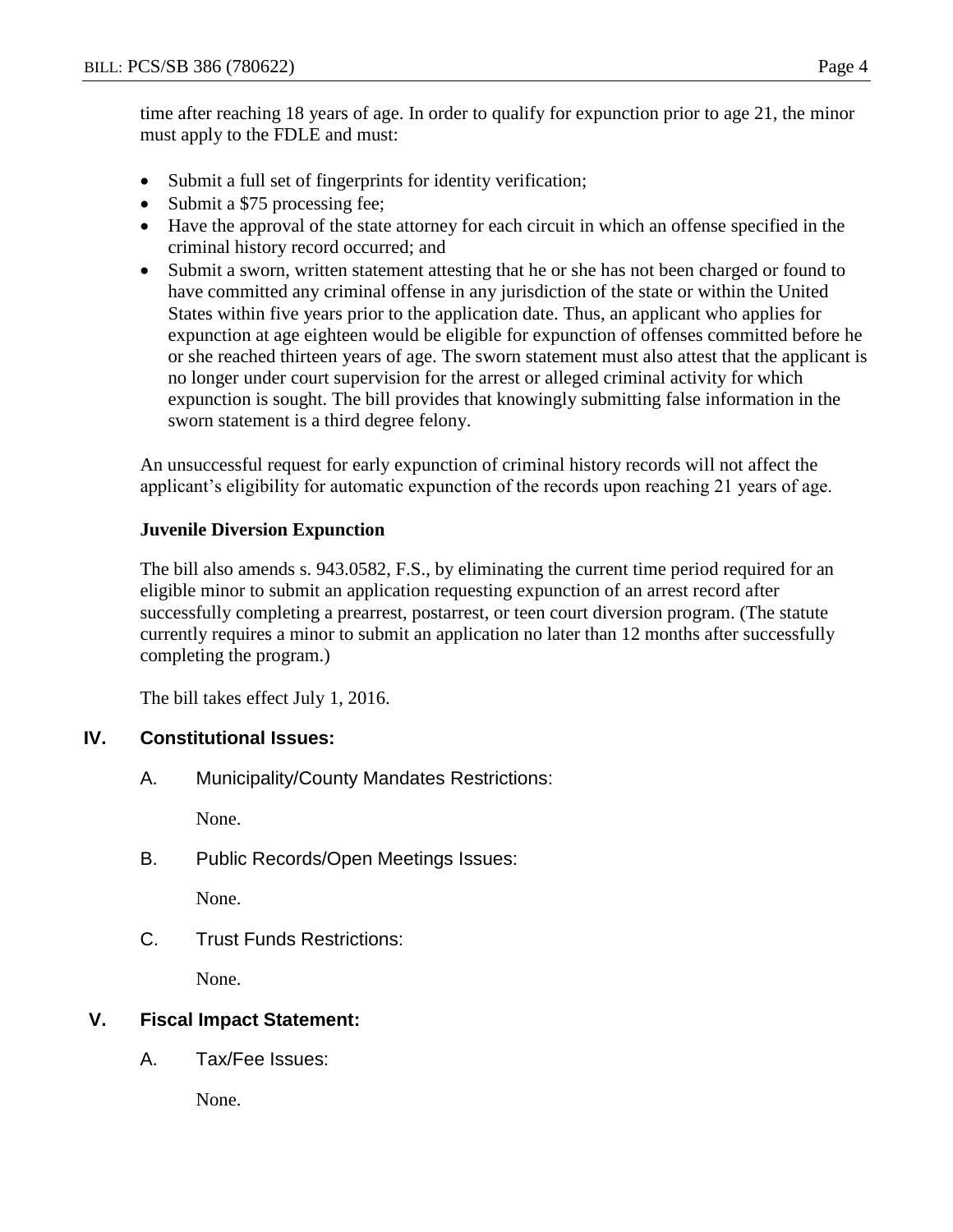time after reaching 18 years of age. In order to qualify for expunction prior to age 21, the minor must apply to the FDLE and must:

- Submit a full set of fingerprints for identity verification;
- Submit a $75 processing fee;
- Have the approval of the state attorney for each circuit in which an offense specified in the criminal history record occurred; and
- Submit a sworn, written statement attesting that he or she has not been charged or found to have committed any criminal offense in any jurisdiction of the state or within the United States within five years prior to the application date. Thus, an applicant who applies for expunction at age eighteen would be eligible for expunction of offenses committed before he or she reached thirteen years of age. The sworn statement must also attest that the applicant is no longer under court supervision for the arrest or alleged criminal activity for which expunction is sought. The bill provides that knowingly submitting false information in the sworn statement is a third degree felony.

An unsuccessful request for early expunction of criminal history records will not affect the applicant's eligibility for automatic expunction of the records upon reaching 21 years of age.

**Juvenile Diversion Expunction**

The bill also amends s. 943.0582, F.S., by eliminating the current time period required for an eligible minor to submit an application requesting expunction of an arrest record after successfully completing a prearrest, postarrest, or teen court diversion program. (The statute currently requires a minor to submit an application no later than 12 months after successfully completing the program.)

The bill takes effect July 1, 2016.

## IV. Constitutional Issues:

A. Municipality/County Mandates Restrictions:

None.

B. Public Records/Open Meetings Issues:

None.

C. Trust Funds Restrictions:

None.

## V. Fiscal Impact Statement:

A. Tax/Fee Issues:

None.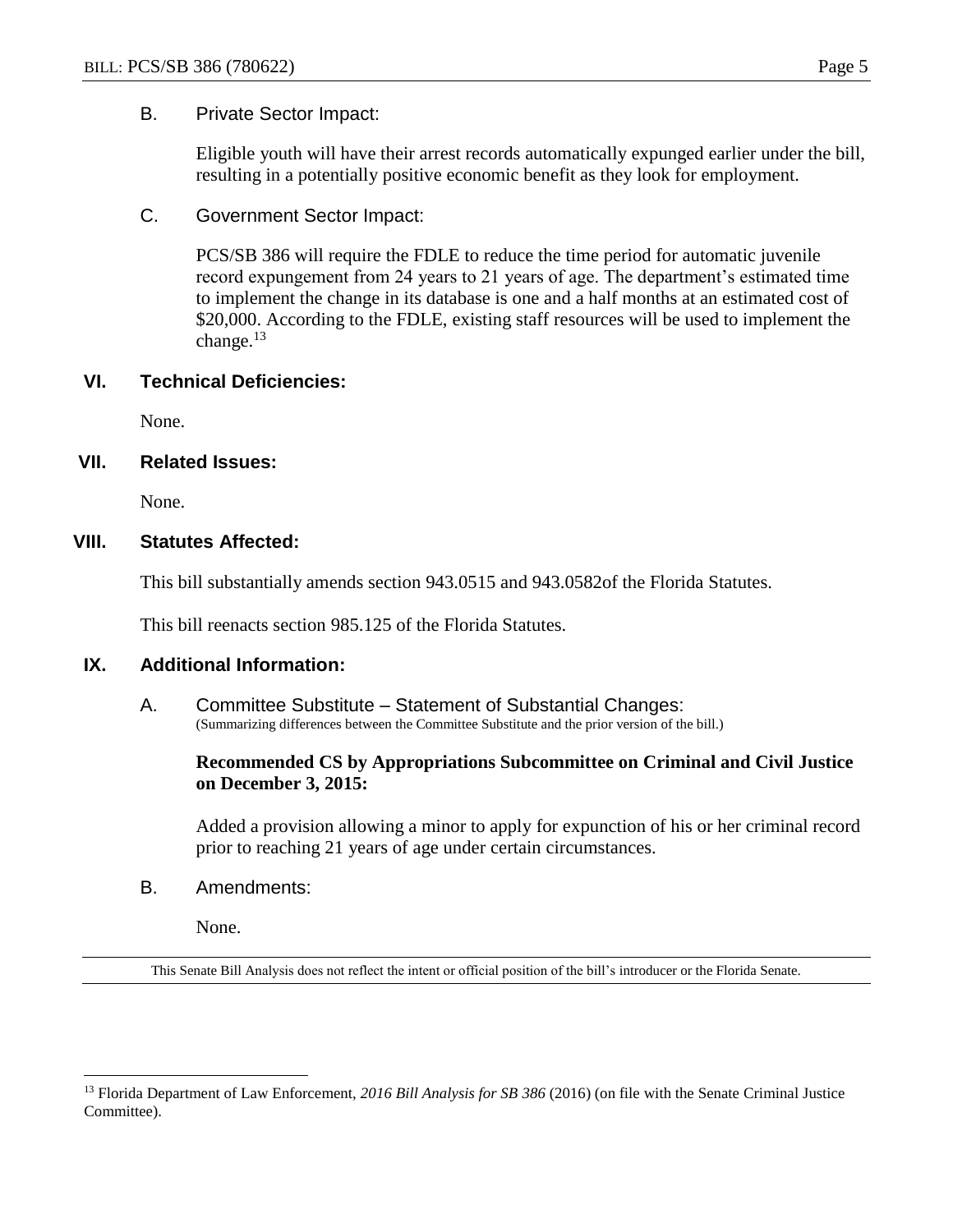B. Private Sector Impact:

Eligible youth will have their arrest records automatically expunged earlier under the bill, resulting in a potentially positive economic benefit as they look for employment.

C. Government Sector Impact:

PCS/SB 386 will require the FDLE to reduce the time period for automatic juvenile record expungement from 24 years to 21 years of age. The department's estimated time to implement the change in its database is one and a half months at an estimated cost of $20,000. According to the FDLE, existing staff resources will be used to implement the change.[13]

## VI. Technical Deficiencies:

None.

## VII. Related Issues:

None.

## VIII. Statutes Affected:

This bill substantially amends section 943.0515 and 943.0582of the Florida Statutes.

This bill reenacts section 985.125 of the Florida Statutes.

## IX. Additional Information:

A. Committee Substitute – Statement of Substantial Changes:
(Summarizing differences between the Committee Substitute and the prior version of the bill.)

**Recommended CS by Appropriations Subcommittee on Criminal and Civil Justice on December 3, 2015:**

Added a provision allowing a minor to apply for expunction of his or her criminal record prior to reaching 21 years of age under certain circumstances.

B. Amendments:

None.

This Senate Bill Analysis does not reflect the intent or official position of the bill's introducer or the Florida Senate.

[13] Florida Department of Law Enforcement, *2016 Bill Analysis for SB 386* (2016) (on file with the Senate Criminal Justice Committee).